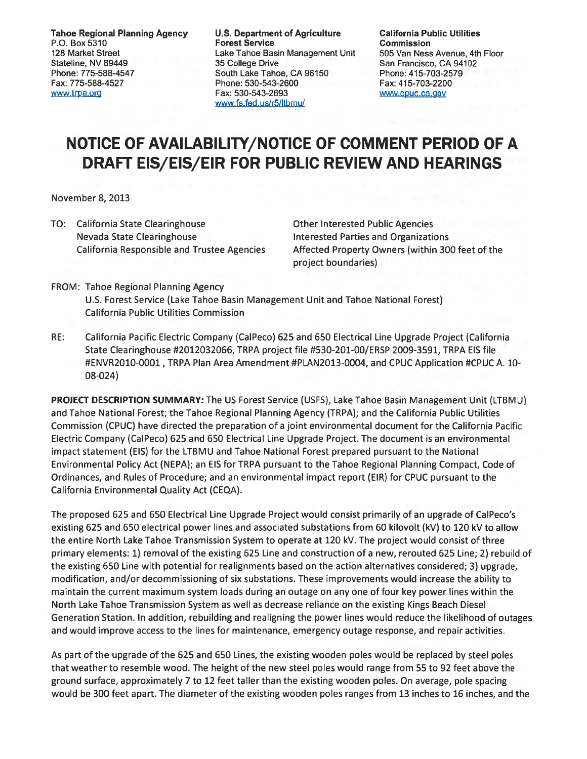**Tahoe Regional Planning Agency**
P.O. Box 5310
128 Market Street
Stateline, NV 89449
Phone: 775-588-4547
Fax: 775-588-4527
www.trpa.org

**U.S. Department of Agriculture**
**Forest Service**
Lake Tahoe Basin Management Unit
35 College Drive
South Lake Tahoe, CA 96150
Phone: 530-543-2600
Fax: 530-543-2693
www.fs.fed.us/r5/ltbmu/

**California Public Utilities Commission**
505 Van Ness Avenue, 4th Floor
San Francisco, CA 94102
Phone: 415-703-2579
Fax: 415-703-2200
www.cpuc.ca.gov

# NOTICE OF AVAILABILITY/NOTICE OF COMMENT PERIOD OF A DRAFT EIS/EIS/EIR FOR PUBLIC REVIEW AND HEARINGS

November 8, 2013

TO: California State Clearinghouse
Nevada State Clearinghouse
California Responsible and Trustee Agencies
Other Interested Public Agencies
Interested Parties and Organizations
Affected Property Owners (within 300 feet of the project boundaries)

FROM: Tahoe Regional Planning Agency
U.S. Forest Service (Lake Tahoe Basin Management Unit and Tahoe National Forest)
California Public Utilities Commission

RE: California Pacific Electric Company (CalPeco) 625 and 650 Electrical Line Upgrade Project (California State Clearinghouse #2012032066, TRPA project file #530-201-00/ERSP 2009-3591, TRPA EIS file #ENVR2010-0001 , TRPA Plan Area Amendment #PLAN2013-0004, and CPUC Application #CPUC A. 10-08-024)

**PROJECT DESCRIPTION SUMMARY:** The US Forest Service (USFS), Lake Tahoe Basin Management Unit (LTBMU) and Tahoe National Forest; the Tahoe Regional Planning Agency (TRPA); and the California Public Utilities Commission (CPUC) have directed the preparation of a joint environmental document for the California Pacific Electric Company (CalPeco) 625 and 650 Electrical Line Upgrade Project. The document is an environmental impact statement (EIS) for the LTBMU and Tahoe National Forest prepared pursuant to the National Environmental Policy Act (NEPA); an EIS for TRPA pursuant to the Tahoe Regional Planning Compact, Code of Ordinances, and Rules of Procedure; and an environmental impact report (EIR) for CPUC pursuant to the California Environmental Quality Act (CEQA).

The proposed 625 and 650 Electrical Line Upgrade Project would consist primarily of an upgrade of CalPeco's existing 625 and 650 electrical power lines and associated substations from 60 kilovolt (kV) to 120 kV to allow the entire North Lake Tahoe Transmission System to operate at 120 kV. The project would consist of three primary elements: 1) removal of the existing 625 Line and construction of a new, rerouted 625 Line; 2) rebuild of the existing 650 Line with potential for realignments based on the action alternatives considered; 3) upgrade, modification, and/or decommissioning of six substations. These improvements would increase the ability to maintain the current maximum system loads during an outage on any one of four key power lines within the North Lake Tahoe Transmission System as well as decrease reliance on the existing Kings Beach Diesel Generation Station. In addition, rebuilding and realigning the power lines would reduce the likelihood of outages and would improve access to the lines for maintenance, emergency outage response, and repair activities.

As part of the upgrade of the 625 and 650 Lines, the existing wooden poles would be replaced by steel poles that weather to resemble wood. The height of the new steel poles would range from 55 to 92 feet above the ground surface, approximately 7 to 12 feet taller than the existing wooden poles. On average, pole spacing would be 300 feet apart. The diameter of the existing wooden poles ranges from 13 inches to 16 inches, and the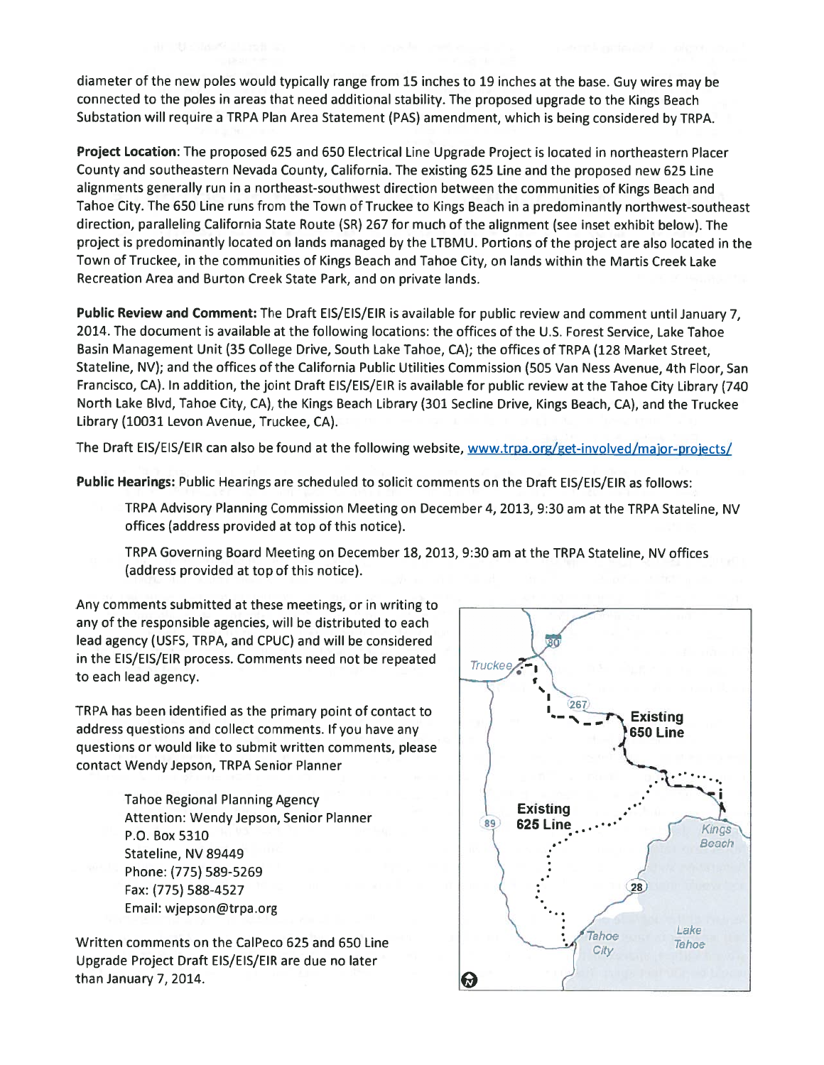diameter of the new poles would typically range from 15 inches to 19 inches at the base. Guy wires may be connected to the poles in areas that need additional stability. The proposed upgrade to the Kings Beach Substation will require a TRPA Plan Area Statement (PAS) amendment, which is being considered by TRPA.

**Project Location**: The proposed 625 and 650 Electrical Line Upgrade Project is located in northeastern Placer County and southeastern Nevada County, California. The existing 625 Line and the proposed new 625 Line alignments generally run in a northeast-southwest direction between the communities of Kings Beach and Tahoe City. The 650 Line runs from the Town of Truckee to Kings Beach in a predominantly northwest-southeast direction, paralleling California State Route (SR) 267 for much of the alignment (see inset exhibit below). The project is predominantly located on lands managed by the LTBMU. Portions of the project are also located in the Town of Truckee, in the communities of Kings Beach and Tahoe City, on lands within the Martis Creek Lake Recreation Area and Burton Creek State Park, and on private lands.

**Public Review and Comment:** The Draft EIS/EIS/EIR is available for public review and comment until January 7, 2014. The document is available at the following locations: the offices of the U.S. Forest Service, Lake Tahoe Basin Management Unit (35 College Drive, South Lake Tahoe, CA); the offices of TRPA (128 Market Street, Stateline, NV); and the offices of the California Public Utilities Commission (505 Van Ness Avenue, 4th Floor, San Francisco, CA). In addition, the joint Draft EIS/EIS/EIR is available for public review at the Tahoe City Library (740 North Lake Blvd, Tahoe City, CA), the Kings Beach Library (301 Secline Drive, Kings Beach, CA), and the Truckee Library (10031 Levon Avenue, Truckee, CA).

The Draft EIS/EIS/EIR can also be found at the following website, www.trpa.org/get-involved/major-projects/

**Public Hearings:** Public Hearings are scheduled to solicit comments on the Draft EIS/EIS/EIR as follows:

TRPA Advisory Planning Commission Meeting on December 4, 2013, 9:30 am at the TRPA Stateline, NV offices (address provided at top of this notice).

TRPA Governing Board Meeting on December 18, 2013, 9:30 am at the TRPA Stateline, NV offices (address provided at top of this notice).

Any comments submitted at these meetings, or in writing to any of the responsible agencies, will be distributed to each lead agency (USFS, TRPA, and CPUC) and will be considered in the EIS/EIS/EIR process. Comments need not be repeated to each lead agency.

TRPA has been identified as the primary point of contact to address questions and collect comments. If you have any questions or would like to submit written comments, please contact Wendy Jepson, TRPA Senior Planner

Tahoe Regional Planning Agency
Attention: Wendy Jepson, Senior Planner
P.O. Box 5310
Stateline, NV 89449
Phone: (775) 589-5269
Fax: (775) 588-4527
Email: wjepson@trpa.org

Written comments on the CalPeco 625 and 650 Line Upgrade Project Draft EIS/EIS/EIR are due no later than January 7, 2014.

Truckee
80
267
Existing
650 Line
Existing
625 Line
89
Kings
Beach
28
Tahoe
City
Lake
Tahoe